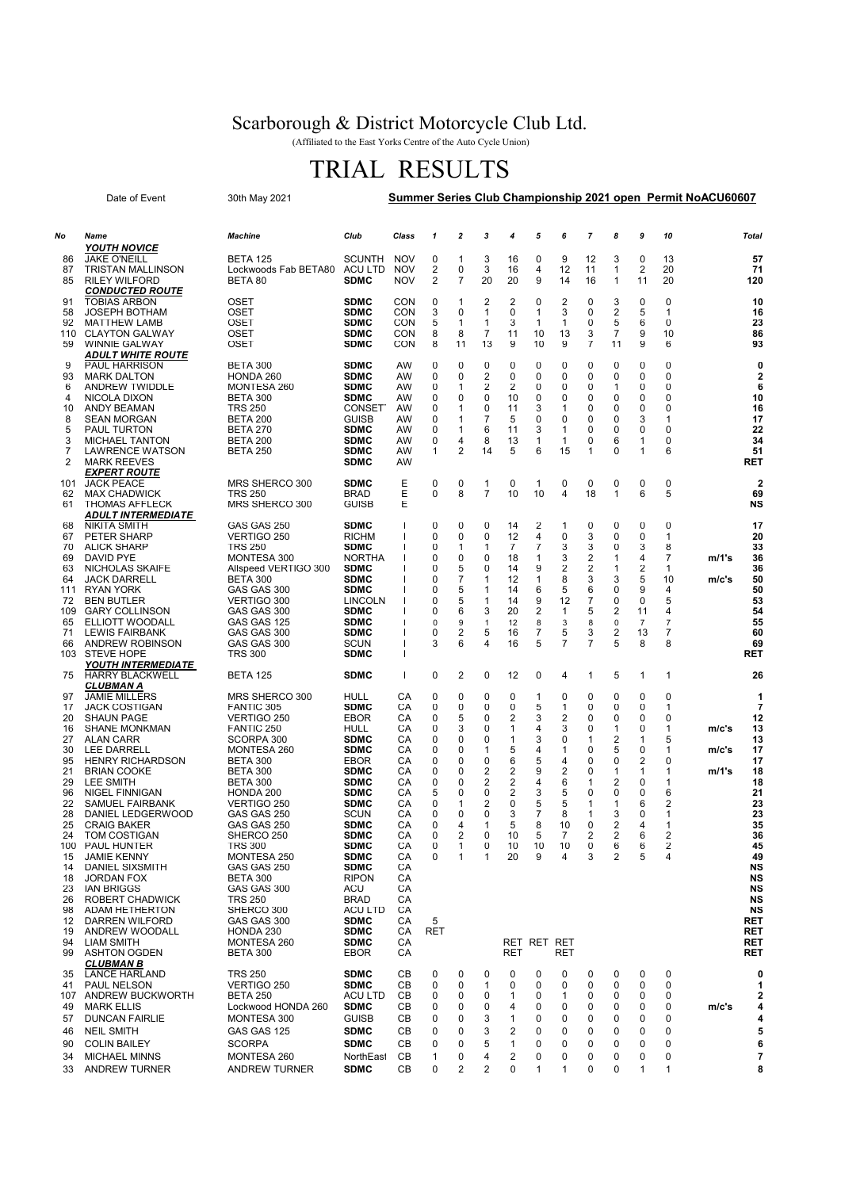# Scarborough & District Motorcycle Club Ltd.

(Affiliated to the East Yorks Centre of the Auto Cycle Union)

# TRIAL RESULTS

Date of Event 30th May 2021 **Summer Series Club Championship 2021 open Permit NoACU60607**

| No | Name | Machine | Club | Class | 1 | 2 | 3 | 4 | 5 | 6 | 7 | 8 | 9 | 10 | | Total |
|---|---|---|---|---|---|---|---|---|---|---|---|---|---|---|---|---|
| | ***YOUTH NOVICE*** | | | | | | | | | | | | | | | |
| 86 | JAKE O'NEILL | BETA 125 | SCUNTH | NOV | 0 | 1 | 3 | 16 | 0 | 9 | 12 | 3 | 0 | 13 | | **57** |
| 87 | TRISTAN MALLINSON | Lockwoods Fab BETA80 | ACU LTD | NOV | 2 | 0 | 3 | 16 | 4 | 12 | 11 | 1 | 2 | 20 | | **71** |
| 85 | RILEY WILFORD | BETA 80 | **SDMC** | NOV | 2 | 7 | 20 | 20 | 9 | 14 | 16 | 1 | 11 | 20 | | **120** |
| | ***CONDUCTED ROUTE*** | | | | | | | | | | | | | | | |
| 91 | TOBIAS ARBON | OSET | **SDMC** | CON | 0 | 1 | 2 | 2 | 0 | 2 | 0 | 3 | 0 | 0 | | **10** |
| 58 | JOSEPH BOTHAM | OSET | **SDMC** | CON | 3 | 0 | 1 | 0 | 1 | 3 | 0 | 2 | 5 | 1 | | **16** |
| 92 | MATTHEW LAMB | OSET | **SDMC** | CON | 5 | 1 | 1 | 3 | 1 | 1 | 0 | 5 | 6 | 0 | | **23** |
| 110 | CLAYTON GALWAY | OSET | **SDMC** | CON | 8 | 8 | 7 | 11 | 10 | 13 | 3 | 7 | 9 | 10 | | **86** |
| 59 | WINNIE GALWAY | OSET | **SDMC** | CON | 8 | 11 | 13 | 9 | 10 | 9 | 7 | 11 | 9 | 6 | | **93** |
| | ***ADULT WHITE ROUTE*** | | | | | | | | | | | | | | | |
| 9 | PAUL HARRISON | BETA 300 | **SDMC** | AW | 0 | 0 | 0 | 0 | 0 | 0 | 0 | 0 | 0 | 0 | | **0** |
| 93 | MARK DALTON | HONDA 260 | **SDMC** | AW | 0 | 0 | 2 | 0 | 0 | 0 | 0 | 0 | 0 | 0 | | **2** |
| 6 | ANDREW TWIDDLE | MONTESA 260 | **SDMC** | AW | 0 | 1 | 2 | 2 | 0 | 0 | 0 | 1 | 0 | 0 | | **6** |
| 4 | NICOLA DIXON | BETA 300 | **SDMC** | AW | 0 | 0 | 0 | 10 | 0 | 0 | 0 | 0 | 0 | 0 | | **10** |
| 10 | ANDY BEAMAN | TRS 250 | CONSETT | AW | 0 | 1 | 0 | 11 | 3 | 1 | 0 | 0 | 0 | 0 | | **16** |
| 8 | SEAN MORGAN | BETA 200 | GUISB | AW | 0 | 1 | 7 | 5 | 0 | 0 | 0 | 0 | 3 | 1 | | **17** |
| 5 | PAUL TURTON | BETA 270 | **SDMC** | AW | 0 | 1 | 6 | 11 | 3 | 1 | 0 | 0 | 0 | 0 | | **22** |
| 3 | MICHAEL TANTON | BETA 200 | **SDMC** | AW | 0 | 4 | 8 | 13 | 1 | 1 | 0 | 6 | 1 | 0 | | **34** |
| 7 | LAWRENCE WATSON | BETA 250 | **SDMC** | AW | 1 | 2 | 14 | 5 | 6 | 15 | 1 | 0 | 1 | 6 | | **51** |
| 2 | MARK REEVES | | **SDMC** | AW | | | | | | | | | | | | **RET** |
| | ***EXPERT ROUTE*** | | | | | | | | | | | | | | | |
| 101 | JACK PEACE | MRS SHERCO 300 | **SDMC** | E | 0 | 0 | 1 | 0 | 1 | 0 | 0 | 0 | 0 | 0 | | **2** |
| 62 | MAX CHADWICK | TRS 250 | BRAD | E | 0 | 8 | 7 | 10 | 10 | 4 | 18 | 1 | 6 | 5 | | **69** |
| 61 | THOMAS AFFLECK | MRS SHERCO 300 | GUISB | E | | | | | | | | | | | | **NS** |
| | ***ADULT INTERMEDIATE*** | | | | | | | | | | | | | | | |
| 68 | NIKITA SMITH | GAS GAS 250 | **SDMC** | I | 0 | 0 | 0 | 14 | 2 | 1 | 0 | 0 | 0 | 0 | | **17** |
| 67 | PETER SHARP | VERTIGO 250 | RICHM | I | 0 | 0 | 0 | 12 | 4 | 0 | 3 | 0 | 0 | 1 | | **20** |
| 70 | ALICK SHARP | TRS 250 | **SDMC** | I | 0 | 1 | 1 | 7 | 7 | 3 | 3 | 0 | 3 | 8 | | **33** |
| 69 | DAVID PYE | MONTESA 300 | NORTHA | I | 0 | 0 | 0 | 18 | 1 | 3 | 2 | 1 | 4 | 7 | m/1's | **36** |
| 63 | NICHOLAS SKAIFE | Allspeed VERTIGO 300 | **SDMC** | I | 0 | 5 | 0 | 14 | 9 | 2 | 2 | 1 | 2 | 1 | | **36** |
| 64 | JACK DARRELL | BETA 300 | **SDMC** | I | 0 | 7 | 1 | 12 | 1 | 8 | 3 | 3 | 5 | 10 | m/c's | **50** |
| 111 | RYAN YORK | GAS GAS 300 | **SDMC** | I | 0 | 5 | 1 | 14 | 6 | 5 | 6 | 0 | 9 | 4 | | **50** |
| 72 | BEN BUTLER | VERTIGO 300 | LINCOLN | I | 0 | 5 | 1 | 14 | 9 | 12 | 7 | 0 | 0 | 5 | | **53** |
| 109 | GARY COLLINSON | GAS GAS 300 | **SDMC** | I | 0 | 6 | 3 | 20 | 2 | 1 | 5 | 2 | 11 | 4 | | **54** |
| 65 | ELLIOTT WOODALL | GAS GAS 125 | **SDMC** | I | 0 | 9 | 1 | 12 | 8 | 3 | 8 | 0 | 7 | 7 | | **55** |
| 71 | LEWIS FAIRBANK | GAS GAS 300 | **SDMC** | I | 0 | 2 | 5 | 16 | 7 | 5 | 3 | 2 | 13 | 7 | | **60** |
| 66 | ANDREW ROBINSON | GAS GAS 300 | SCUN | I | 3 | 6 | 4 | 16 | 5 | 7 | 7 | 5 | 8 | 8 | | **69** |
| 103 | STEVE HOPE | TRS 300 | **SDMC** | I | | | | | | | | | | | | **RET** |
| | ***YOUTH INTERMEDIATE*** | | | | | | | | | | | | | | | |
| 75 | HARRY BLACKWELL | BETA 125 | **SDMC** | I | 0 | 2 | 0 | 12 | 0 | 4 | 1 | 5 | 1 | 1 | | **26** |
| | ***CLUBMAN A*** | | | | | | | | | | | | | | | |
| 97 | JAMIE MILLERS | MRS SHERCO 300 | HULL | CA | 0 | 0 | 0 | 0 | 1 | 0 | 0 | 0 | 0 | 0 | | **1** |
| 17 | JACK COSTIGAN | FANTIC 305 | **SDMC** | CA | 0 | 0 | 0 | 0 | 5 | 1 | 0 | 0 | 0 | 1 | | **7** |
| 20 | SHAUN PAGE | VERTIGO 250 | EBOR | CA | 0 | 5 | 0 | 2 | 3 | 2 | 0 | 0 | 0 | 0 | | **12** |
| 16 | SHANE MONKMAN | FANTIC 250 | HULL | CA | 0 | 3 | 0 | 1 | 4 | 3 | 0 | 1 | 0 | 1 | m/c's | **13** |
| 27 | ALAN CARR | SCORPA 300 | **SDMC** | CA | 0 | 0 | 0 | 1 | 3 | 0 | 1 | 2 | 1 | 5 | | **13** |
| 30 | LEE DARRELL | MONTESA 260 | **SDMC** | CA | 0 | 0 | 1 | 5 | 4 | 1 | 0 | 5 | 0 | 1 | m/c's | **17** |
| 95 | HENRY RICHARDSON | BETA 300 | EBOR | CA | 0 | 0 | 0 | 6 | 5 | 4 | 0 | 0 | 2 | 0 | | **17** |
| 21 | BRIAN COOKE | BETA 300 | **SDMC** | CA | 0 | 0 | 2 | 2 | 9 | 2 | 0 | 1 | 1 | 1 | m/1's | **18** |
| 29 | LEE SMITH | BETA 300 | **SDMC** | CA | 0 | 0 | 2 | 2 | 4 | 6 | 1 | 2 | 0 | 1 | | **18** |
| 96 | NIGEL FINNIGAN | HONDA 200 | **SDMC** | CA | 5 | 0 | 0 | 2 | 3 | 5 | 0 | 0 | 0 | 6 | | **21** |
| 22 | SAMUEL FAIRBANK | VERTIGO 250 | **SDMC** | CA | 0 | 1 | 2 | 0 | 5 | 5 | 1 | 1 | 6 | 2 | | **23** |
| 28 | DANIEL LEDGERWOOD | GAS GAS 250 | SCUN | CA | 0 | 0 | 0 | 3 | 7 | 8 | 1 | 3 | 0 | 1 | | **23** |
| 25 | CRAIG BAKER | GAS GAS 250 | **SDMC** | CA | 0 | 4 | 1 | 5 | 8 | 10 | 0 | 2 | 4 | 1 | | **35** |
| 24 | TOM COSTIGAN | SHERCO 250 | **SDMC** | CA | 0 | 2 | 0 | 10 | 5 | 7 | 2 | 2 | 6 | 2 | | **36** |
| 100 | PAUL HUNTER | TRS 300 | **SDMC** | CA | 0 | 1 | 0 | 10 | 10 | 10 | 0 | 6 | 6 | 2 | | **45** |
| 15 | JAMIE KENNY | MONTESA 250 | **SDMC** | CA | 0 | 1 | 1 | 20 | 9 | 4 | 3 | 2 | 5 | 4 | | **49** |
| 14 | DANIEL SIXSMITH | GAS GAS 250 | **SDMC** | CA | | | | | | | | | | | | **NS** |
| 18 | JORDAN FOX | BETA 300 | RIPON | CA | | | | | | | | | | | | **NS** |
| 23 | IAN BRIGGS | GAS GAS 300 | ACU | CA | | | | | | | | | | | | **NS** |
| 26 | ROBERT CHADWICK | TRS 250 | BRAD | CA | | | | | | | | | | | | **NS** |
| 98 | ADAM HETHERTON | SHERCO 300 | ACU LTD | CA | | | | | | | | | | | | **NS** |
| 12 | DARREN WILFORD | GAS GAS 300 | **SDMC** | CA | 5 | | | | | | | | | | | **RET** |
| 19 | ANDREW WOODALL | HONDA 230 | **SDMC** | CA | RET | | | | | | | | | | | **RET** |
| 94 | LIAM SMITH | MONTESA 260 | **SDMC** | CA | | | | RET | RET | RET | | | | | | **RET** |
| 99 | ASHTON OGDEN | BETA 300 | EBOR | CA | | | | RET | | RET | | | | | | **RET** |
| | ***CLUBMAN B*** | | | | | | | | | | | | | | | |
| 35 | LANCE HARLAND | TRS 250 | **SDMC** | CB | 0 | 0 | 0 | 0 | 0 | 0 | 0 | 0 | 0 | 0 | | **0** |
| 41 | PAUL NELSON | VERTIGO 250 | **SDMC** | CB | 0 | 0 | 1 | 0 | 0 | 0 | 0 | 0 | 0 | 0 | | **1** |
| 107 | ANDREW BUCKWORTH | BETA 250 | ACU LTD | CB | 0 | 0 | 0 | 1 | 0 | 1 | 0 | 0 | 0 | 0 | | **2** |
| 49 | MARK ELLIS | Lockwood HONDA 260 | **SDMC** | CB | 0 | 0 | 0 | 4 | 0 | 0 | 0 | 0 | 0 | 0 | m/c's | **4** |
| 57 | DUNCAN FAIRLIE | MONTESA 300 | GUISB | CB | 0 | 0 | 3 | 1 | 0 | 0 | 0 | 0 | 0 | 0 | | **4** |
| 46 | NEIL SMITH | GAS GAS 125 | **SDMC** | CB | 0 | 0 | 3 | 2 | 0 | 0 | 0 | 0 | 0 | 0 | | **5** |
| 90 | COLIN BAILEY | SCORPA | **SDMC** | CB | 0 | 0 | 5 | 1 | 0 | 0 | 0 | 0 | 0 | 0 | | **6** |
| 34 | MICHAEL MINNS | MONTESA 260 | NorthEast | CB | 1 | 0 | 4 | 2 | 0 | 0 | 0 | 0 | 0 | 0 | | **7** |
| 33 | ANDREW TURNER | ANDREW TURNER | **SDMC** | CB | 0 | 2 | 2 | 0 | 1 | 1 | 0 | 0 | 1 | 1 | | **8** |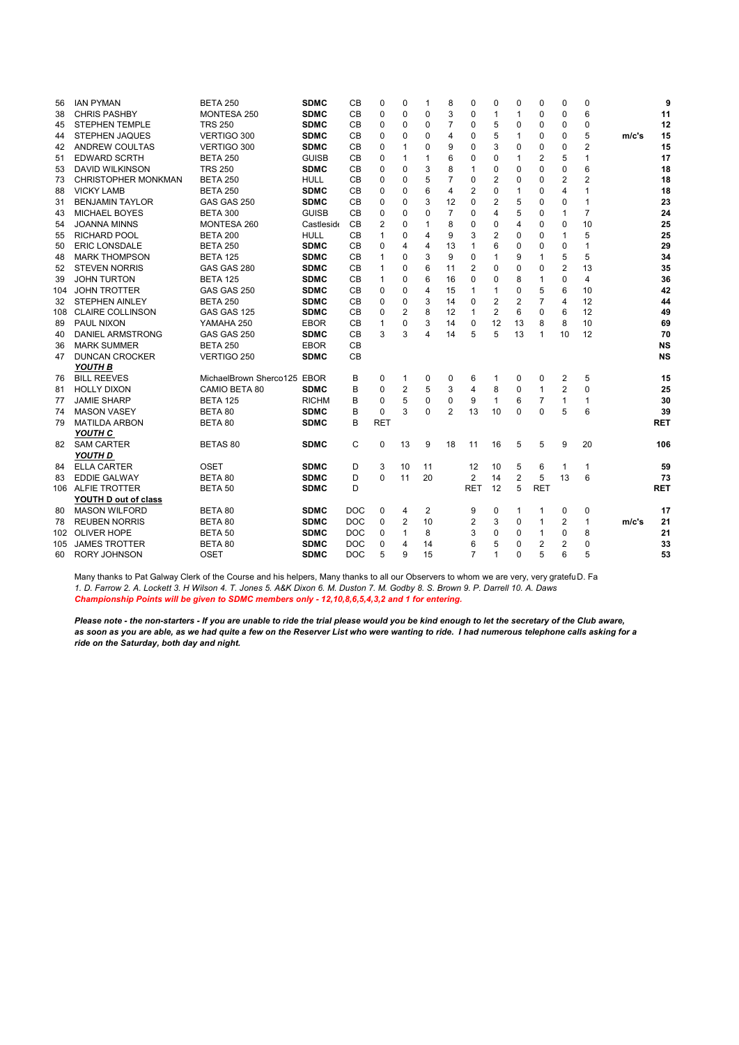| | | | | | | | | | | | | | | | | |
|---|---|---|---|---|---|---|---|---|---|---|---|---|---|---|---|---|
| 56 | IAN PYMAN | BETA 250 | **SDMC** | CB | 0 | 0 | 1 | 8 | 0 | 0 | 0 | 0 | 0 | 0 | | **9** |
| 38 | CHRIS PASHBY | MONTESA 250 | **SDMC** | CB | 0 | 0 | 0 | 3 | 0 | 1 | 1 | 0 | 0 | 6 | | **11** |
| 45 | STEPHEN TEMPLE | TRS 250 | **SDMC** | CB | 0 | 0 | 0 | 7 | 0 | 5 | 0 | 0 | 0 | 0 | | **12** |
| 44 | STEPHEN JAQUES | VERTIGO 300 | **SDMC** | CB | 0 | 0 | 0 | 4 | 0 | 5 | 1 | 0 | 0 | 5 | **m/c's** | **15** |
| 42 | ANDREW COULTAS | VERTIGO 300 | **SDMC** | CB | 0 | 1 | 0 | 9 | 0 | 3 | 0 | 0 | 0 | 2 | | **15** |
| 51 | EDWARD SCRTH | BETA 250 | **GUISB** | CB | 0 | 1 | 1 | 6 | 0 | 0 | 1 | 2 | 5 | 1 | | **17** |
| 53 | DAVID WILKINSON | TRS 250 | **SDMC** | CB | 0 | 0 | 3 | 8 | 1 | 0 | 0 | 0 | 0 | 6 | | **18** |
| 73 | CHRISTOPHER MONKMAN | BETA 250 | **HULL** | CB | 0 | 0 | 5 | 7 | 0 | 2 | 0 | 0 | 2 | 2 | | **18** |
| 88 | VICKY LAMB | BETA 250 | **SDMC** | CB | 0 | 0 | 6 | 4 | 2 | 0 | 1 | 0 | 4 | 1 | | **18** |
| 31 | BENJAMIN TAYLOR | GAS GAS 250 | **SDMC** | CB | 0 | 0 | 3 | 12 | 0 | 2 | 5 | 0 | 0 | 1 | | **23** |
| 43 | MICHAEL BOYES | BETA 300 | **GUISB** | CB | 0 | 0 | 0 | 7 | 0 | 4 | 5 | 0 | 1 | 7 | | **24** |
| 54 | JOANNA MINNS | MONTESA 260 | Castleside | CB | 2 | 0 | 1 | 8 | 0 | 0 | 4 | 0 | 0 | 10 | | **25** |
| 55 | RICHARD POOL | BETA 200 | **HULL** | CB | 1 | 0 | 4 | 9 | 3 | 2 | 0 | 0 | 1 | 5 | | **25** |
| 50 | ERIC LONSDALE | BETA 250 | **SDMC** | CB | 0 | 4 | 4 | 13 | 1 | 6 | 0 | 0 | 0 | 1 | | **29** |
| 48 | MARK THOMPSON | BETA 125 | **SDMC** | CB | 1 | 0 | 3 | 9 | 0 | 1 | 9 | 1 | 5 | 5 | | **34** |
| 52 | STEVEN NORRIS | GAS GAS 280 | **SDMC** | CB | 1 | 0 | 6 | 11 | 2 | 0 | 0 | 0 | 2 | 13 | | **35** |
| 39 | JOHN TURTON | BETA 125 | **SDMC** | CB | 1 | 0 | 6 | 16 | 0 | 0 | 8 | 1 | 0 | 4 | | **36** |
| 104 | JOHN TROTTER | GAS GAS 250 | **SDMC** | CB | 0 | 0 | 4 | 15 | 1 | 1 | 0 | 5 | 6 | 10 | | **42** |
| 32 | STEPHEN AINLEY | BETA 250 | **SDMC** | CB | 0 | 0 | 3 | 14 | 0 | 2 | 2 | 7 | 4 | 12 | | **44** |
| 108 | CLAIRE COLLINSON | GAS GAS 125 | **SDMC** | CB | 0 | 2 | 8 | 12 | 1 | 2 | 6 | 0 | 6 | 12 | | **49** |
| 89 | PAUL NIXON | YAMAHA 250 | **EBOR** | CB | 1 | 0 | 3 | 14 | 0 | 12 | 13 | 8 | 8 | 10 | | **69** |
| 40 | DANIEL ARMSTRONG | GAS GAS 250 | **SDMC** | CB | 3 | 3 | 4 | 14 | 5 | 5 | 13 | 1 | 10 | 12 | | **70** |
| 36 | MARK SUMMER | BETA 250 | **EBOR** | CB | | | | | | | | | | | | **NS** |
| 47 | DUNCAN CROCKER | VERTIGO 250 | **SDMC** | CB | | | | | | | | | | | | **NS** |
| | ***YOUTH B*** | | | | | | | | | | | | | | | |
| 76 | BILL REEVES | MichaelBrown Sherco125 | **EBOR** | B | 0 | 1 | 0 | 0 | 6 | 1 | 0 | 0 | 2 | 5 | | **15** |
| 81 | HOLLY DIXON | CAMIO BETA 80 | **SDMC** | B | 0 | 2 | 5 | 3 | 4 | 8 | 0 | 1 | 2 | 0 | | **25** |
| 77 | JAMIE SHARP | BETA 125 | **RICHM** | B | 0 | 5 | 0 | 0 | 9 | 1 | 6 | 7 | 1 | 1 | | **30** |
| 74 | MASON VASEY | BETA 80 | **SDMC** | B | 0 | 3 | 0 | 2 | 13 | 10 | 0 | 0 | 5 | 6 | | **39** |
| 79 | MATILDA ARBON | BETA 80 | **SDMC** | B | RET | | | | | | | | | | | **RET** |
| | ***YOUTH C*** | | | | | | | | | | | | | | | |
| 82 | SAM CARTER | BETAS 80 | **SDMC** | C | 0 | 13 | 9 | 18 | 11 | 16 | 5 | 5 | 9 | 20 | | **106** |
| | ***YOUTH D*** | | | | | | | | | | | | | | | |
| 84 | ELLA CARTER | OSET | **SDMC** | D | 3 | 10 | 11 | | 12 | 10 | 5 | 6 | 1 | 1 | | **59** |
| 83 | EDDIE GALWAY | BETA 80 | **SDMC** | D | 0 | 11 | 20 | | 2 | 14 | 2 | 5 | 13 | 6 | | **73** |
| 106 | ALFIE TROTTER | BETA 50 | **SDMC** | D | | | | | RET | 12 | 5 | RET | | | | **RET** |
| | **YOUTH D out of class** | | | | | | | | | | | | | | | |
| 80 | MASON WILFORD | BETA 80 | **SDMC** | DOC | 0 | 4 | 2 | | 9 | 0 | 1 | 1 | 0 | 0 | | **17** |
| 78 | REUBEN NORRIS | BETA 80 | **SDMC** | DOC | 0 | 2 | 10 | | 2 | 3 | 0 | 1 | 2 | 1 | **m/c's** | **21** |
| 102 | OLIVER HOPE | BETA 50 | **SDMC** | DOC | 0 | 1 | 8 | | 3 | 0 | 0 | 1 | 0 | 8 | | **21** |
| 105 | JAMES TROTTER | BETA 80 | **SDMC** | DOC | 0 | 4 | 14 | | 6 | 5 | 0 | 2 | 2 | 0 | | **33** |
| 60 | RORY JOHNSON | OSET | **SDMC** | DOC | 5 | 9 | 15 | | 7 | 1 | 0 | 5 | 6 | 5 | | **53** |

Many thanks to Pat Galway Clerk of the Course and his helpers, Many thanks to all our Observers to whom we are very, very gratefuD. Fa

*1. D. Farrow 2. A. Lockett 3. H Wilson 4. T. Jones 5. A&K Dixon 6. M. Duston 7. M. Godby 8. S. Brown 9. P. Darrell 10. A. Daws*

***Championship Points will be given to SDMC members only - 12,10,8,6,5,4,3,2 and 1 for entering.***

***Please note - the non-starters - If you are unable to ride the trial please would you be kind enough to let the secretary of the Club aware, as soon as you are able, as we had quite a few on the Reserver List who were wanting to ride. I had numerous telephone calls asking for a ride on the Saturday, both day and night.***